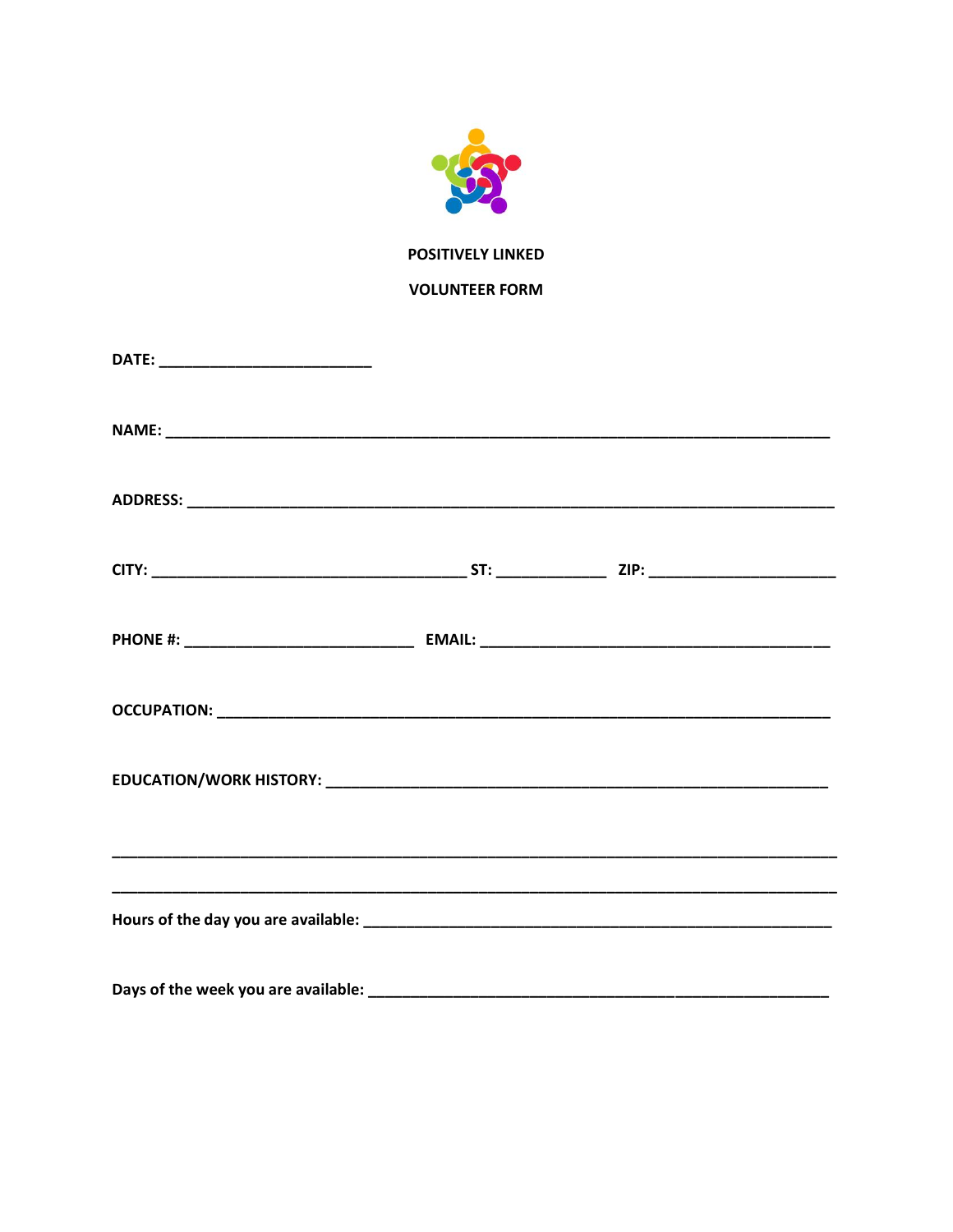**POSITIVELY LINKED**

**VOLUNTEER FORM**

**DATE:** _________________________

**NAME:** ______________________________________________________________________________

**ADDRESS:** ___________________________________________________________________________

**CITY:** _____________________________________ **ST:** _____________ **ZIP:** ______________________

**PHONE #:** ___________________________ **EMAIL:** _________________________________________

**OCCUPATION:** _______________________________________________________________________

**EDUCATION/WORK HISTORY:** ___________________________________________________________

_____________________________________________________________________________________

_____________________________________________________________________________________

**Hours of the day you are available:** _______________________________________________________

**Days of the week you are available:** ______________________________________________________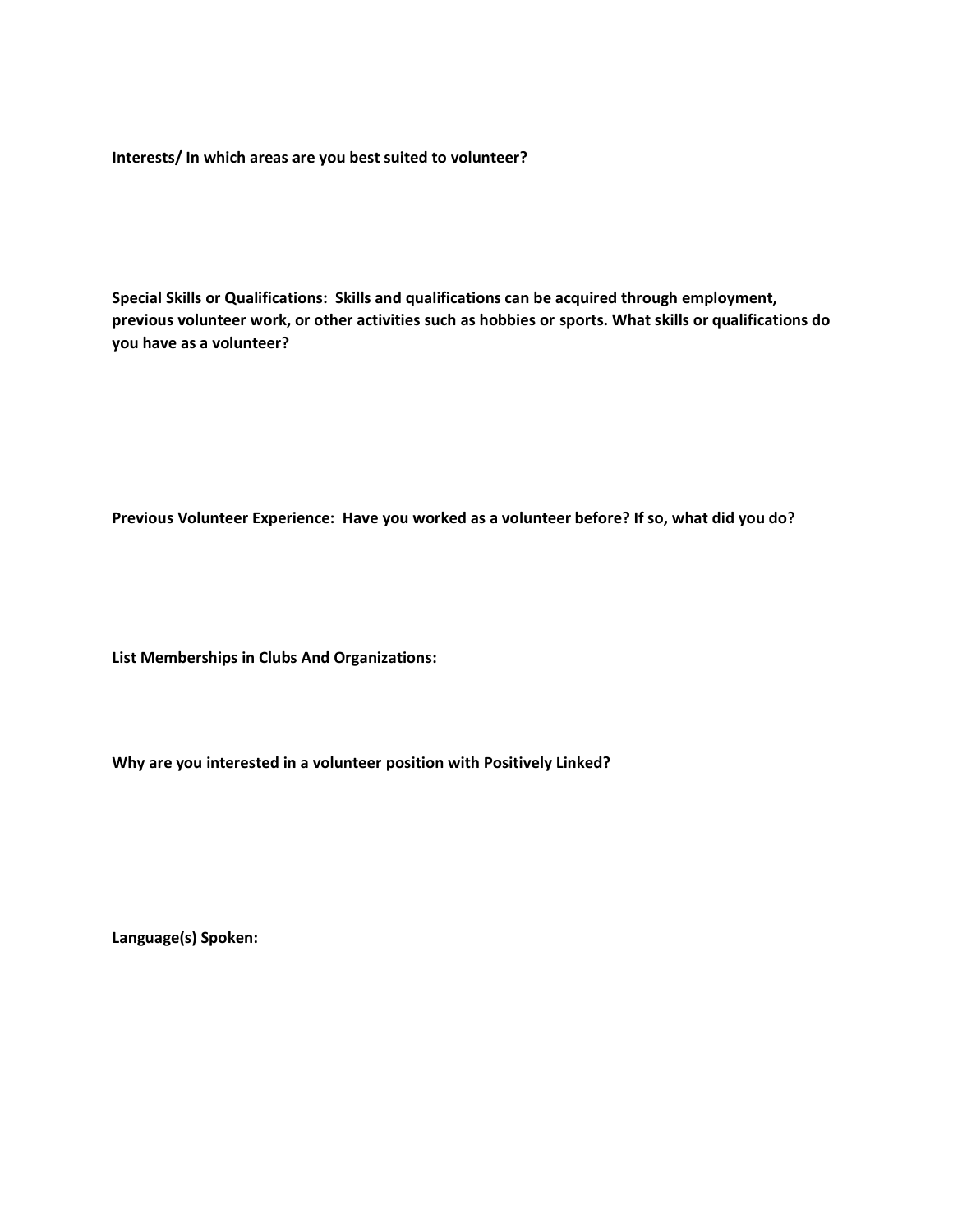**Interests/ In which areas are you best suited to volunteer?**

**Special Skills or Qualifications: Skills and qualifications can be acquired through employment, previous volunteer work, or other activities such as hobbies or sports. What skills or qualifications do you have as a volunteer?**

**Previous Volunteer Experience: Have you worked as a volunteer before? If so, what did you do?**

**List Memberships in Clubs And Organizations:**

**Why are you interested in a volunteer position with Positively Linked?**

**Language(s) Spoken:**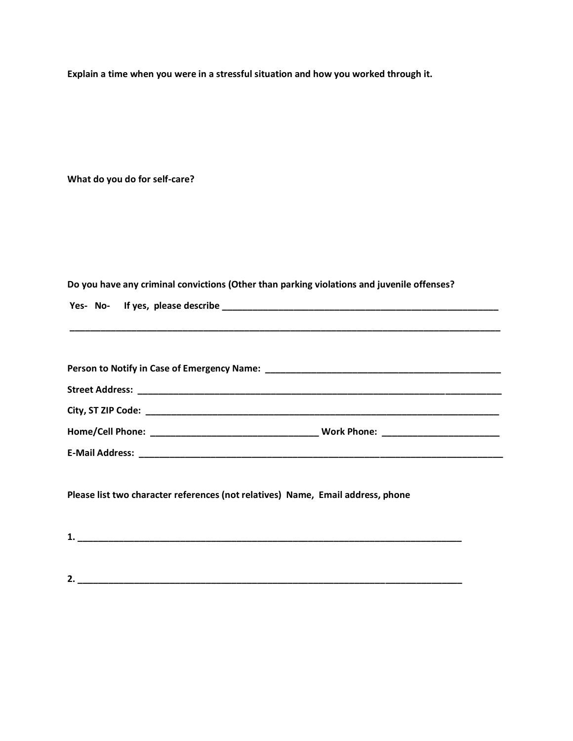**Explain a time when you were in a stressful situation and how you worked through it.**

**What do you do for self-care?**

**Do you have any criminal convictions (Other than parking violations and juvenile offenses?**

**Yes- No- If yes, please describe ____________________________________________________________**

**_______________________________________________________________________________________**

**Person to Notify in Case of Emergency Name: ____________________________________________**

**Street Address: _______________________________________________________________________**

**City, ST ZIP Code: _____________________________________________________________________**

**Home/Cell Phone: _________________________________ Work Phone: _______________________**

**E-Mail Address: _______________________________________________________________________**

**Please list two character references (not relatives) Name, Email address, phone**

**1. ______________________________________________________________________________**

**2. ______________________________________________________________________________**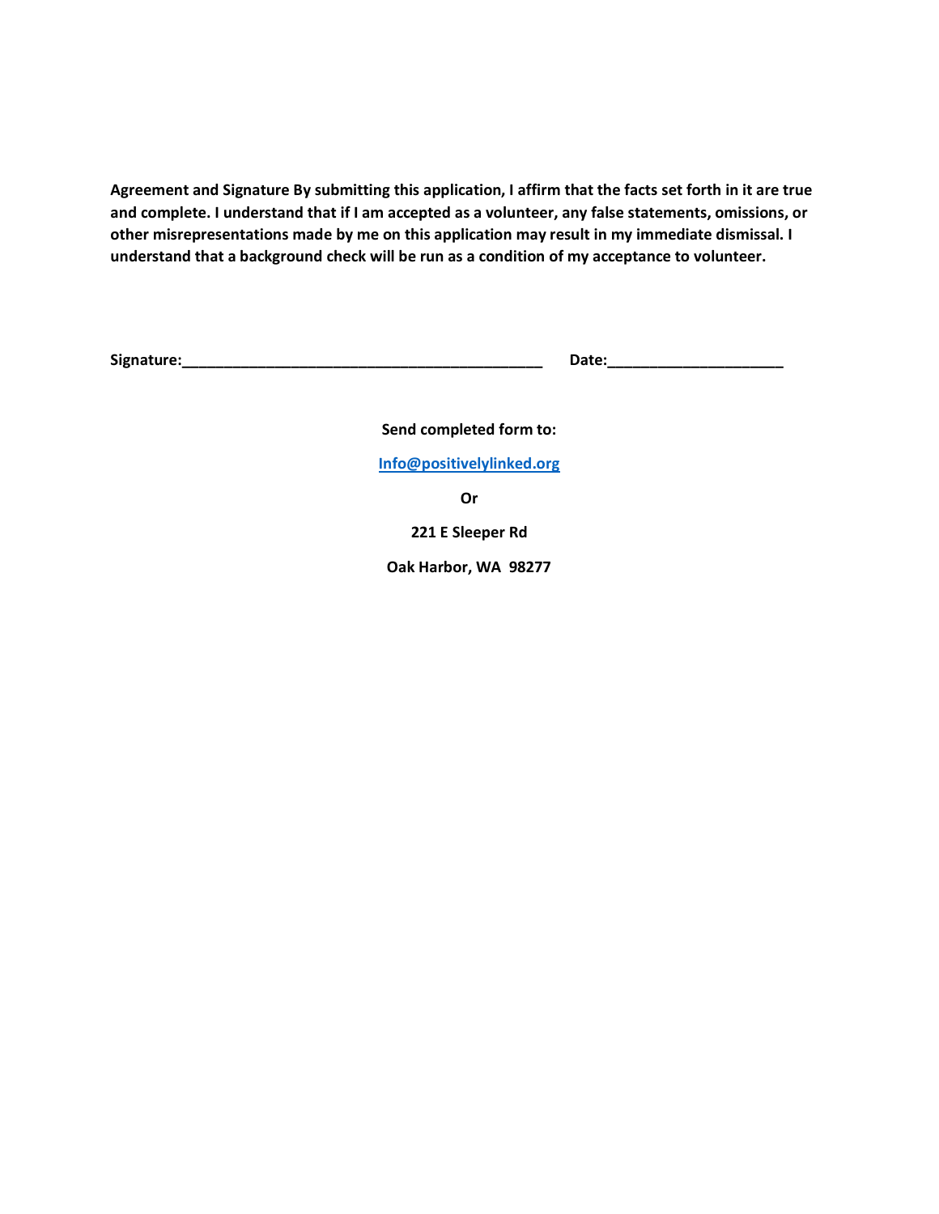**Agreement and Signature By submitting this application, I affirm that the facts set forth in it are true and complete. I understand that if I am accepted as a volunteer, any false statements, omissions, or other misrepresentations made by me on this application may result in my immediate dismissal. I understand that a background check will be run as a condition of my acceptance to volunteer.**

**Signature:\_\_\_\_\_\_\_\_\_\_\_\_\_\_\_\_\_\_\_\_\_\_\_\_\_\_\_\_\_\_\_\_\_\_\_\_\_\_\_\_\_\_\_\_ Date:\_\_\_\_\_\_\_\_\_\_\_\_\_\_\_\_\_\_\_\_\_**

**Send completed form to:**

**[Info@positivelylinked.org](mailto:Info@positivelylinked.org)**

**Or**

**221 E Sleeper Rd**

**Oak Harbor, WA 98277**